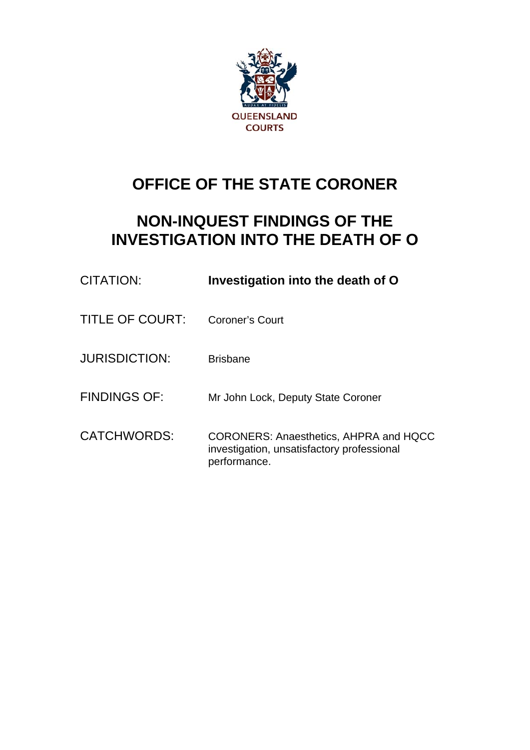QUEENSLAND COURTS

# OFFICE OF THE STATE CORONER

# NON-INQUEST FINDINGS OF THE INVESTIGATION INTO THE DEATH OF O

| | |
|---|---|
| CITATION: | **Investigation into the death of O** |
| TITLE OF COURT: | Coroner's Court |
| JURISDICTION: | Brisbane |
| FINDINGS OF: | Mr John Lock, Deputy State Coroner |
| CATCHWORDS: | CORONERS: Anaesthetics, AHPRA and HQCC investigation, unsatisfactory professional performance. |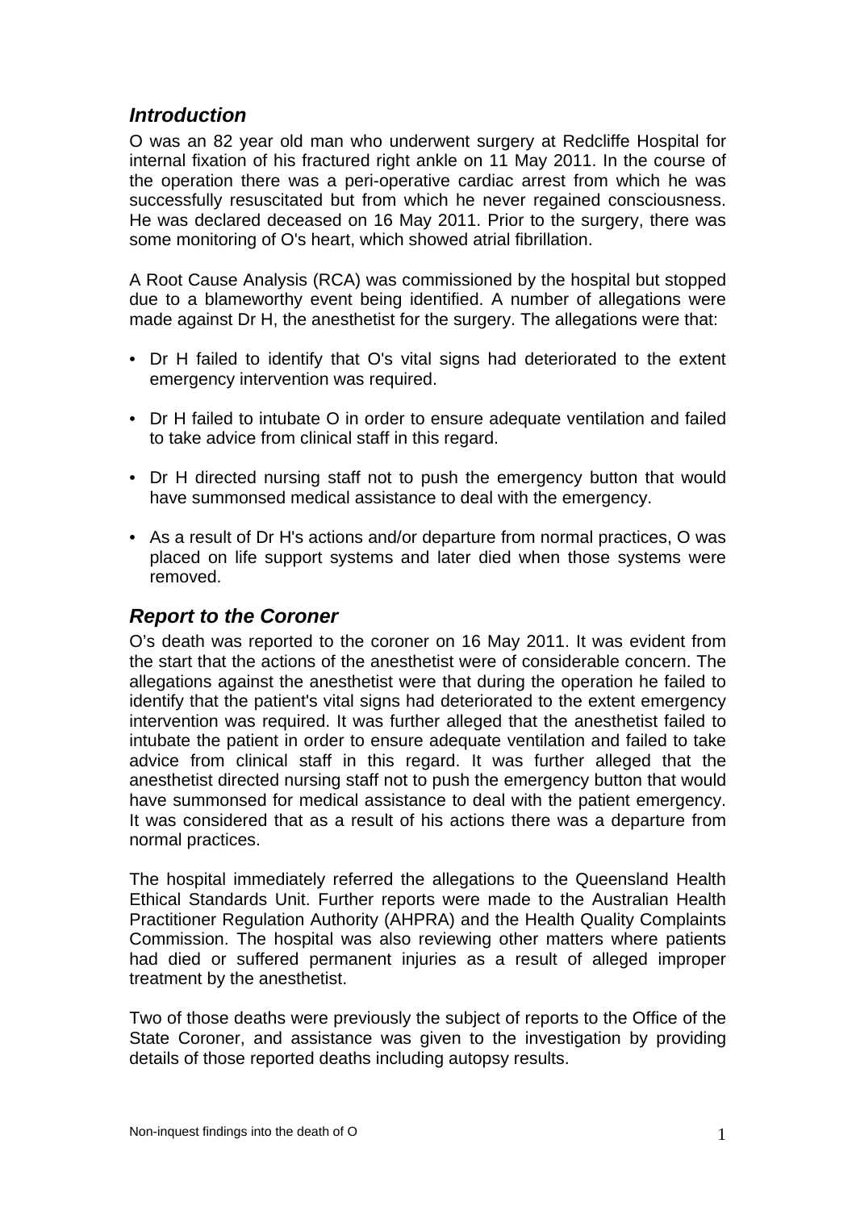## *Introduction*

O was an 82 year old man who underwent surgery at Redcliffe Hospital for internal fixation of his fractured right ankle on 11 May 2011. In the course of the operation there was a peri-operative cardiac arrest from which he was successfully resuscitated but from which he never regained consciousness. He was declared deceased on 16 May 2011. Prior to the surgery, there was some monitoring of O's heart, which showed atrial fibrillation.

A Root Cause Analysis (RCA) was commissioned by the hospital but stopped due to a blameworthy event being identified. A number of allegations were made against Dr H, the anesthetist for the surgery. The allegations were that:

- Dr H failed to identify that O's vital signs had deteriorated to the extent emergency intervention was required.
- Dr H failed to intubate O in order to ensure adequate ventilation and failed to take advice from clinical staff in this regard.
- Dr H directed nursing staff not to push the emergency button that would have summonsed medical assistance to deal with the emergency.
- As a result of Dr H's actions and/or departure from normal practices, O was placed on life support systems and later died when those systems were removed.

## *Report to the Coroner*

O’s death was reported to the coroner on 16 May 2011. It was evident from the start that the actions of the anesthetist were of considerable concern. The allegations against the anesthetist were that during the operation he failed to identify that the patient's vital signs had deteriorated to the extent emergency intervention was required. It was further alleged that the anesthetist failed to intubate the patient in order to ensure adequate ventilation and failed to take advice from clinical staff in this regard. It was further alleged that the anesthetist directed nursing staff not to push the emergency button that would have summonsed for medical assistance to deal with the patient emergency. It was considered that as a result of his actions there was a departure from normal practices.

The hospital immediately referred the allegations to the Queensland Health Ethical Standards Unit. Further reports were made to the Australian Health Practitioner Regulation Authority (AHPRA) and the Health Quality Complaints Commission. The hospital was also reviewing other matters where patients had died or suffered permanent injuries as a result of alleged improper treatment by the anesthetist.

Two of those deaths were previously the subject of reports to the Office of the State Coroner, and assistance was given to the investigation by providing details of those reported deaths including autopsy results.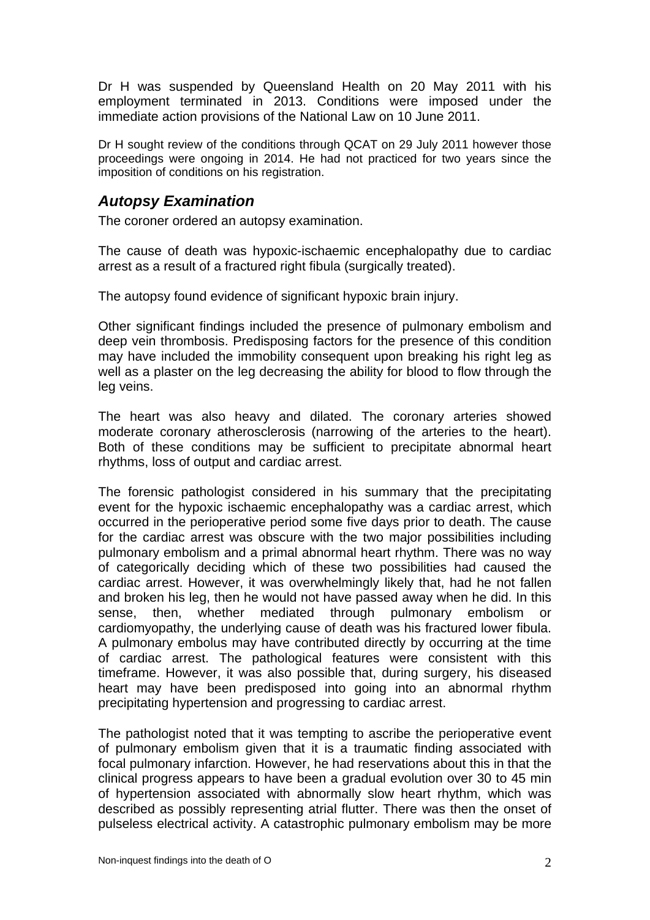Dr H was suspended by Queensland Health on 20 May 2011 with his employment terminated in 2013. Conditions were imposed under the immediate action provisions of the National Law on 10 June 2011.

Dr H sought review of the conditions through QCAT on 29 July 2011 however those proceedings were ongoing in 2014. He had not practiced for two years since the imposition of conditions on his registration.

## *Autopsy Examination*

The coroner ordered an autopsy examination.

The cause of death was hypoxic-ischaemic encephalopathy due to cardiac arrest as a result of a fractured right fibula (surgically treated).

The autopsy found evidence of significant hypoxic brain injury.

Other significant findings included the presence of pulmonary embolism and deep vein thrombosis. Predisposing factors for the presence of this condition may have included the immobility consequent upon breaking his right leg as well as a plaster on the leg decreasing the ability for blood to flow through the leg veins.

The heart was also heavy and dilated. The coronary arteries showed moderate coronary atherosclerosis (narrowing of the arteries to the heart). Both of these conditions may be sufficient to precipitate abnormal heart rhythms, loss of output and cardiac arrest.

The forensic pathologist considered in his summary that the precipitating event for the hypoxic ischaemic encephalopathy was a cardiac arrest, which occurred in the perioperative period some five days prior to death. The cause for the cardiac arrest was obscure with the two major possibilities including pulmonary embolism and a primal abnormal heart rhythm. There was no way of categorically deciding which of these two possibilities had caused the cardiac arrest. However, it was overwhelmingly likely that, had he not fallen and broken his leg, then he would not have passed away when he did. In this sense, then, whether mediated through pulmonary embolism or cardiomyopathy, the underlying cause of death was his fractured lower fibula. A pulmonary embolus may have contributed directly by occurring at the time of cardiac arrest. The pathological features were consistent with this timeframe. However, it was also possible that, during surgery, his diseased heart may have been predisposed into going into an abnormal rhythm precipitating hypertension and progressing to cardiac arrest.

The pathologist noted that it was tempting to ascribe the perioperative event of pulmonary embolism given that it is a traumatic finding associated with focal pulmonary infarction. However, he had reservations about this in that the clinical progress appears to have been a gradual evolution over 30 to 45 min of hypertension associated with abnormally slow heart rhythm, which was described as possibly representing atrial flutter. There was then the onset of pulseless electrical activity. A catastrophic pulmonary embolism may be more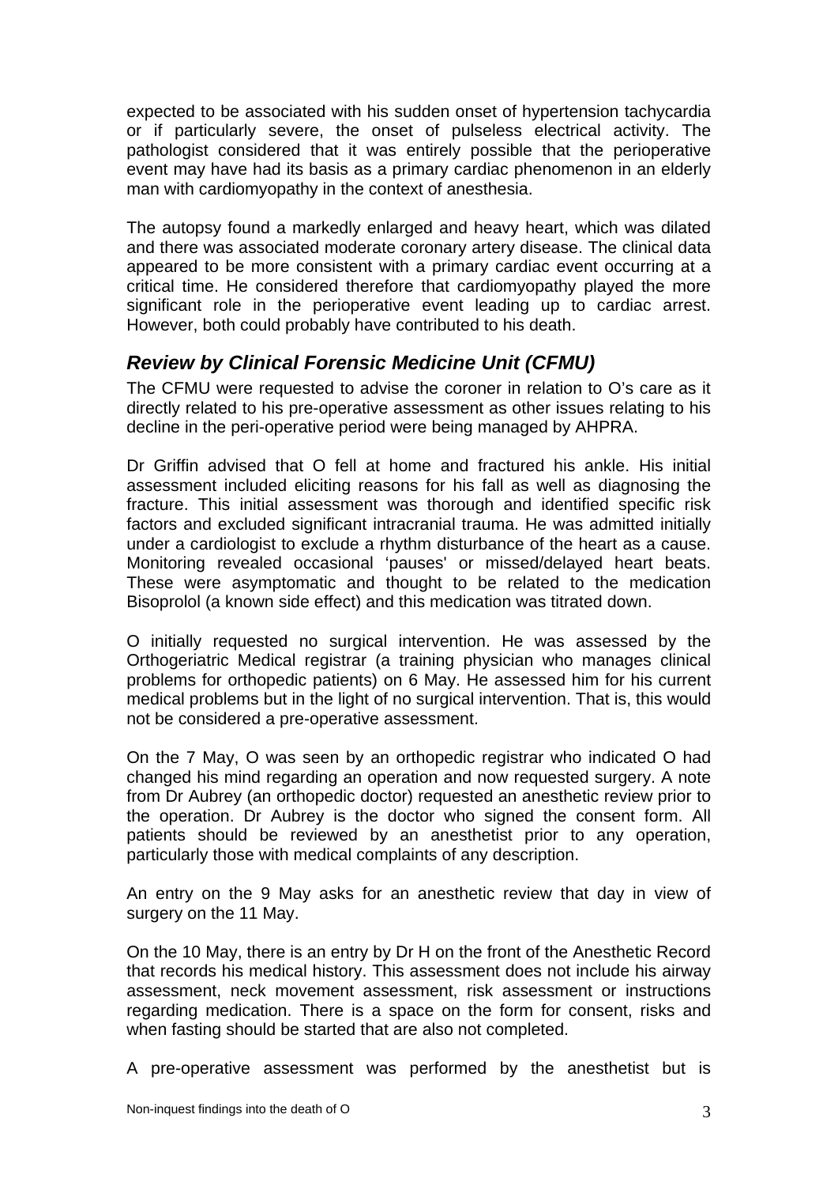expected to be associated with his sudden onset of hypertension tachycardia or if particularly severe, the onset of pulseless electrical activity. The pathologist considered that it was entirely possible that the perioperative event may have had its basis as a primary cardiac phenomenon in an elderly man with cardiomyopathy in the context of anesthesia.

The autopsy found a markedly enlarged and heavy heart, which was dilated and there was associated moderate coronary artery disease. The clinical data appeared to be more consistent with a primary cardiac event occurring at a critical time. He considered therefore that cardiomyopathy played the more significant role in the perioperative event leading up to cardiac arrest. However, both could probably have contributed to his death.

## *Review by Clinical Forensic Medicine Unit (CFMU)*

The CFMU were requested to advise the coroner in relation to O's care as it directly related to his pre-operative assessment as other issues relating to his decline in the peri-operative period were being managed by AHPRA.

Dr Griffin advised that O fell at home and fractured his ankle. His initial assessment included eliciting reasons for his fall as well as diagnosing the fracture. This initial assessment was thorough and identified specific risk factors and excluded significant intracranial trauma. He was admitted initially under a cardiologist to exclude a rhythm disturbance of the heart as a cause. Monitoring revealed occasional 'pauses' or missed/delayed heart beats. These were asymptomatic and thought to be related to the medication Bisoprolol (a known side effect) and this medication was titrated down.

O initially requested no surgical intervention. He was assessed by the Orthogeriatric Medical registrar (a training physician who manages clinical problems for orthopedic patients) on 6 May. He assessed him for his current medical problems but in the light of no surgical intervention. That is, this would not be considered a pre-operative assessment.

On the 7 May, O was seen by an orthopedic registrar who indicated O had changed his mind regarding an operation and now requested surgery. A note from Dr Aubrey (an orthopedic doctor) requested an anesthetic review prior to the operation. Dr Aubrey is the doctor who signed the consent form. All patients should be reviewed by an anesthetist prior to any operation, particularly those with medical complaints of any description.

An entry on the 9 May asks for an anesthetic review that day in view of surgery on the 11 May.

On the 10 May, there is an entry by Dr H on the front of the Anesthetic Record that records his medical history. This assessment does not include his airway assessment, neck movement assessment, risk assessment or instructions regarding medication. There is a space on the form for consent, risks and when fasting should be started that are also not completed.

A pre-operative assessment was performed by the anesthetist but is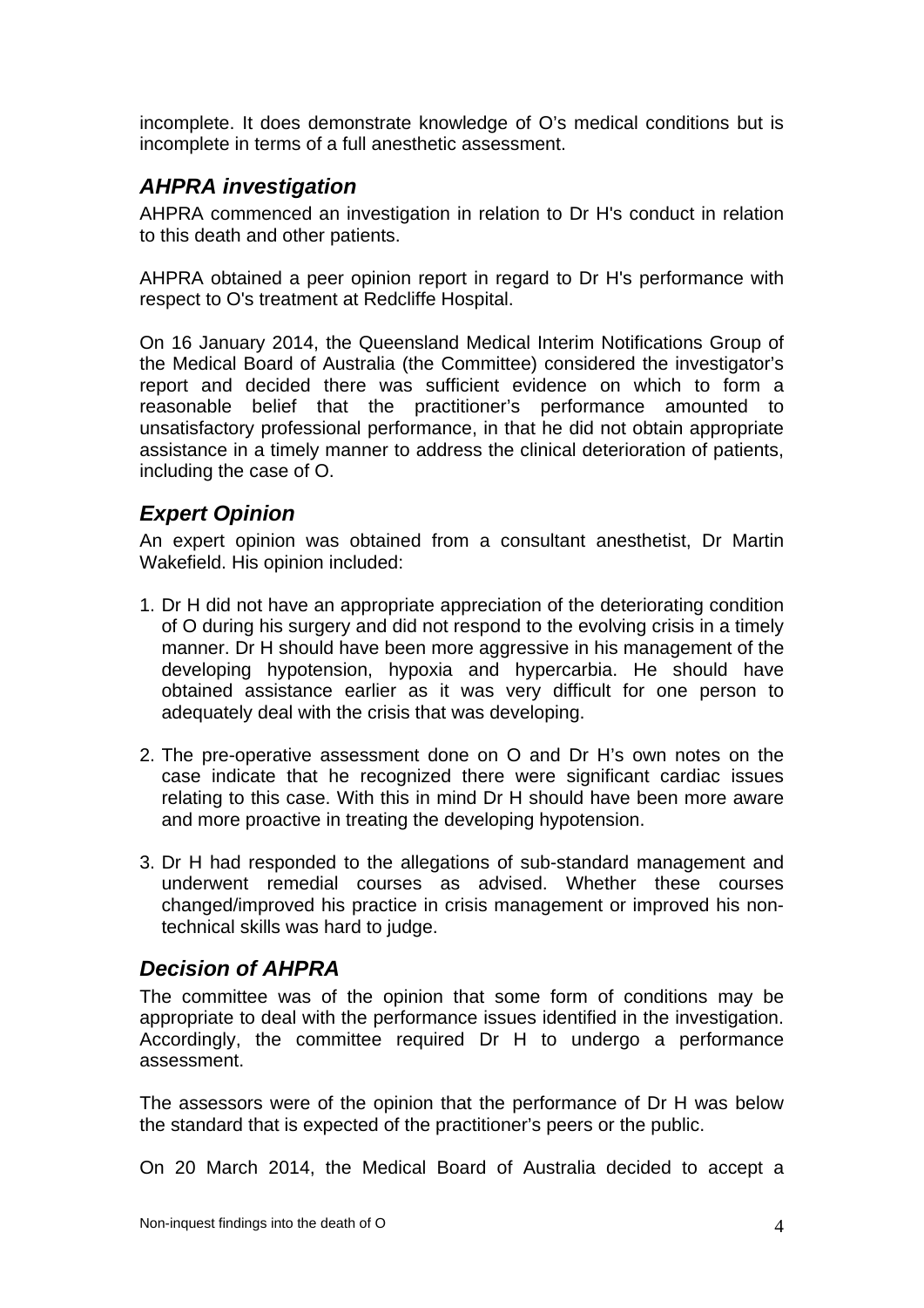incomplete. It does demonstrate knowledge of O's medical conditions but is incomplete in terms of a full anesthetic assessment.

## *AHPRA investigation*

AHPRA commenced an investigation in relation to Dr H's conduct in relation to this death and other patients.

AHPRA obtained a peer opinion report in regard to Dr H's performance with respect to O's treatment at Redcliffe Hospital.

On 16 January 2014, the Queensland Medical Interim Notifications Group of the Medical Board of Australia (the Committee) considered the investigator's report and decided there was sufficient evidence on which to form a reasonable belief that the practitioner's performance amounted to unsatisfactory professional performance, in that he did not obtain appropriate assistance in a timely manner to address the clinical deterioration of patients, including the case of O.

## *Expert Opinion*

An expert opinion was obtained from a consultant anesthetist, Dr Martin Wakefield. His opinion included:

1. Dr H did not have an appropriate appreciation of the deteriorating condition of O during his surgery and did not respond to the evolving crisis in a timely manner. Dr H should have been more aggressive in his management of the developing hypotension, hypoxia and hypercarbia. He should have obtained assistance earlier as it was very difficult for one person to adequately deal with the crisis that was developing.

2. The pre-operative assessment done on O and Dr H's own notes on the case indicate that he recognized there were significant cardiac issues relating to this case. With this in mind Dr H should have been more aware and more proactive in treating the developing hypotension.

3. Dr H had responded to the allegations of sub-standard management and underwent remedial courses as advised. Whether these courses changed/improved his practice in crisis management or improved his non-technical skills was hard to judge.

## *Decision of AHPRA*

The committee was of the opinion that some form of conditions may be appropriate to deal with the performance issues identified in the investigation. Accordingly, the committee required Dr H to undergo a performance assessment.

The assessors were of the opinion that the performance of Dr H was below the standard that is expected of the practitioner's peers or the public.

On 20 March 2014, the Medical Board of Australia decided to accept a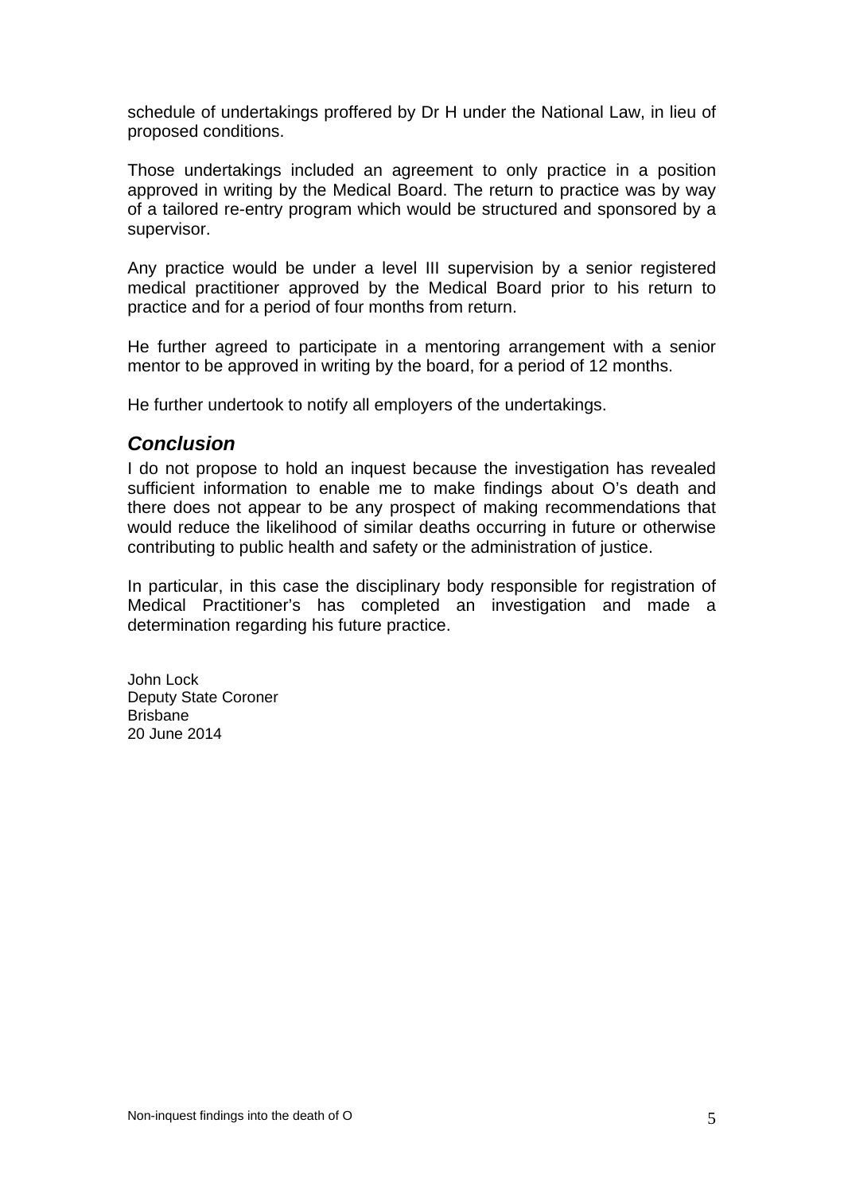schedule of undertakings proffered by Dr H under the National Law, in lieu of proposed conditions.

Those undertakings included an agreement to only practice in a position approved in writing by the Medical Board. The return to practice was by way of a tailored re-entry program which would be structured and sponsored by a supervisor.

Any practice would be under a level III supervision by a senior registered medical practitioner approved by the Medical Board prior to his return to practice and for a period of four months from return.

He further agreed to participate in a mentoring arrangement with a senior mentor to be approved in writing by the board, for a period of 12 months.

He further undertook to notify all employers of the undertakings.

## *Conclusion*

I do not propose to hold an inquest because the investigation has revealed sufficient information to enable me to make findings about O's death and there does not appear to be any prospect of making recommendations that would reduce the likelihood of similar deaths occurring in future or otherwise contributing to public health and safety or the administration of justice.

In particular, in this case the disciplinary body responsible for registration of Medical Practitioner's has completed an investigation and made a determination regarding his future practice.

John Lock
Deputy State Coroner
Brisbane
20 June 2014